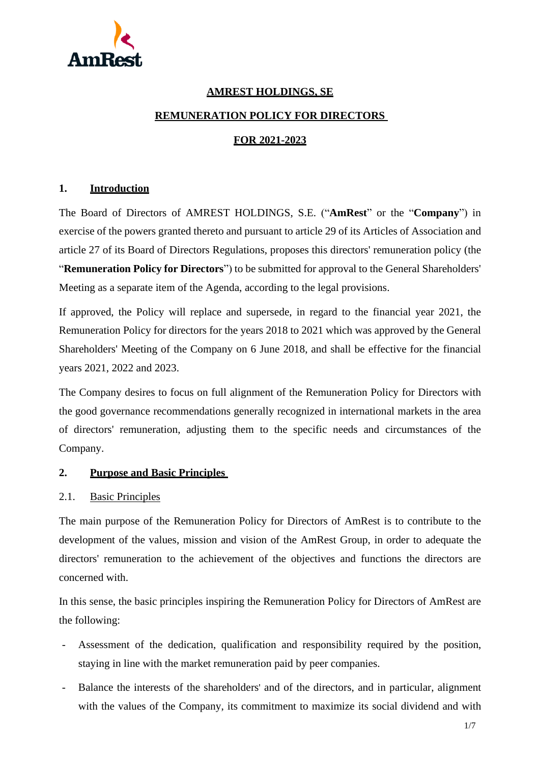# AMREST HOLDINGS, SE

# REMUNERATION POLICY FOR DIRECTORS

# FOR 2021-2023

## 1. Introduction

The Board of Directors of AMREST HOLDINGS, S.E. ("**AmRest**" or the "**Company**") in exercise of the powers granted thereto and pursuant to article 29 of its Articles of Association and article 27 of its Board of Directors Regulations, proposes this directors' remuneration policy (the "**Remuneration Policy for Directors**") to be submitted for approval to the General Shareholders' Meeting as a separate item of the Agenda, according to the legal provisions.

If approved, the Policy will replace and supersede, in regard to the financial year 2021, the Remuneration Policy for directors for the years 2018 to 2021 which was approved by the General Shareholders' Meeting of the Company on 6 June 2018, and shall be effective for the financial years 2021, 2022 and 2023.

The Company desires to focus on full alignment of the Remuneration Policy for Directors with the good governance recommendations generally recognized in international markets in the area of directors' remuneration, adjusting them to the specific needs and circumstances of the Company.

## 2. Purpose and Basic Principles

### 2.1. Basic Principles

The main purpose of the Remuneration Policy for Directors of AmRest is to contribute to the development of the values, mission and vision of the AmRest Group, in order to adequate the directors' remuneration to the achievement of the objectives and functions the directors are concerned with.

In this sense, the basic principles inspiring the Remuneration Policy for Directors of AmRest are the following:

- Assessment of the dedication, qualification and responsibility required by the position, staying in line with the market remuneration paid by peer companies.
- Balance the interests of the shareholders' and of the directors, and in particular, alignment with the values of the Company, its commitment to maximize its social dividend and with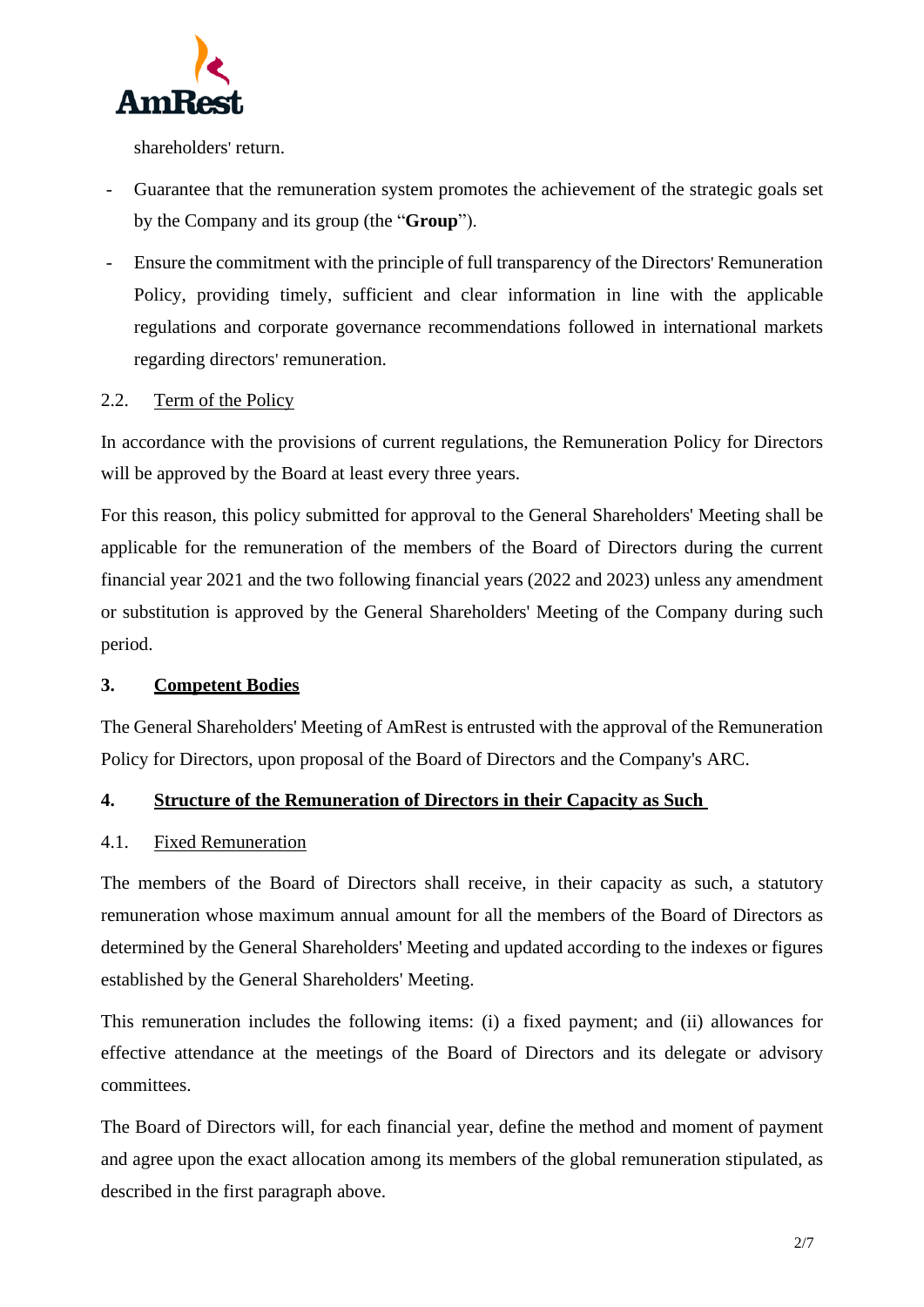shareholders' return.

- Guarantee that the remuneration system promotes the achievement of the strategic goals set by the Company and its group (the "**Group**").
- Ensure the commitment with the principle of full transparency of the Directors' Remuneration Policy, providing timely, sufficient and clear information in line with the applicable regulations and corporate governance recommendations followed in international markets regarding directors' remuneration.

### 2.2. Term of the Policy

In accordance with the provisions of current regulations, the Remuneration Policy for Directors will be approved by the Board at least every three years.

For this reason, this policy submitted for approval to the General Shareholders' Meeting shall be applicable for the remuneration of the members of the Board of Directors during the current financial year 2021 and the two following financial years (2022 and 2023) unless any amendment or substitution is approved by the General Shareholders' Meeting of the Company during such period.

## 3. Competent Bodies

The General Shareholders' Meeting of AmRest is entrusted with the approval of the Remuneration Policy for Directors, upon proposal of the Board of Directors and the Company's ARC.

## 4. Structure of the Remuneration of Directors in their Capacity as Such

### 4.1. Fixed Remuneration

The members of the Board of Directors shall receive, in their capacity as such, a statutory remuneration whose maximum annual amount for all the members of the Board of Directors as determined by the General Shareholders' Meeting and updated according to the indexes or figures established by the General Shareholders' Meeting.

This remuneration includes the following items: (i) a fixed payment; and (ii) allowances for effective attendance at the meetings of the Board of Directors and its delegate or advisory committees.

The Board of Directors will, for each financial year, define the method and moment of payment and agree upon the exact allocation among its members of the global remuneration stipulated, as described in the first paragraph above.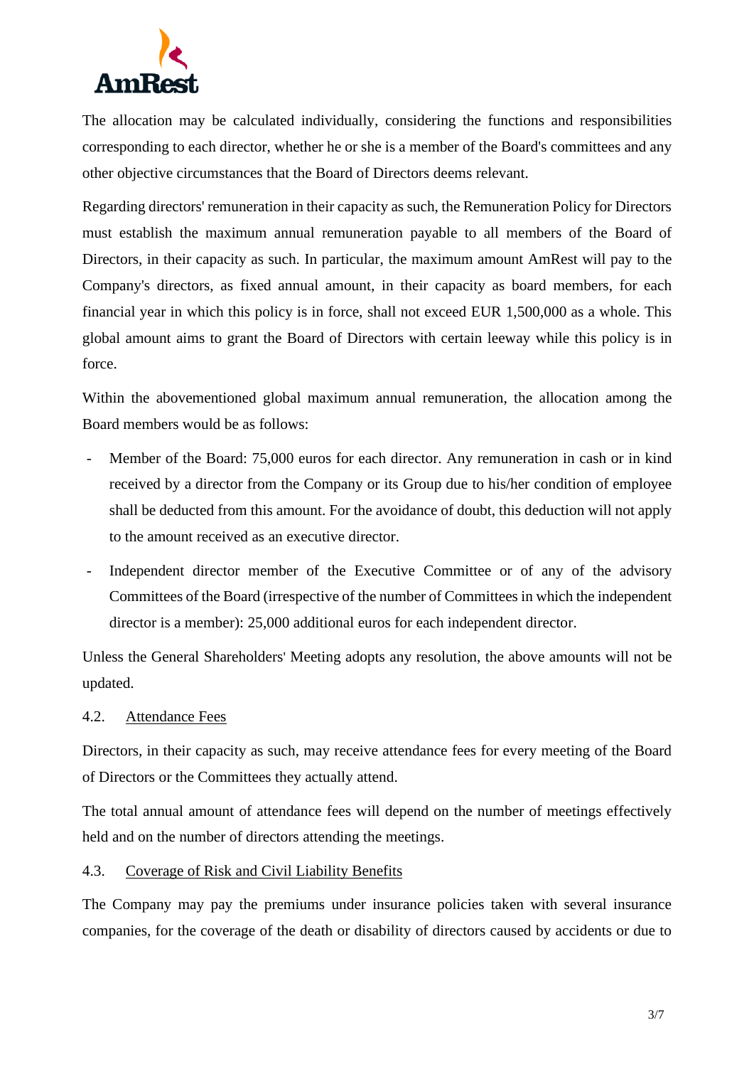The allocation may be calculated individually, considering the functions and responsibilities corresponding to each director, whether he or she is a member of the Board's committees and any other objective circumstances that the Board of Directors deems relevant.

Regarding directors' remuneration in their capacity as such, the Remuneration Policy for Directors must establish the maximum annual remuneration payable to all members of the Board of Directors, in their capacity as such. In particular, the maximum amount AmRest will pay to the Company's directors, as fixed annual amount, in their capacity as board members, for each financial year in which this policy is in force, shall not exceed EUR 1,500,000 as a whole. This global amount aims to grant the Board of Directors with certain leeway while this policy is in force.

Within the abovementioned global maximum annual remuneration, the allocation among the Board members would be as follows:

- Member of the Board: 75,000 euros for each director. Any remuneration in cash or in kind received by a director from the Company or its Group due to his/her condition of employee shall be deducted from this amount. For the avoidance of doubt, this deduction will not apply to the amount received as an executive director.
- Independent director member of the Executive Committee or of any of the advisory Committees of the Board (irrespective of the number of Committees in which the independent director is a member): 25,000 additional euros for each independent director.

Unless the General Shareholders' Meeting adopts any resolution, the above amounts will not be updated.

### 4.2. Attendance Fees

Directors, in their capacity as such, may receive attendance fees for every meeting of the Board of Directors or the Committees they actually attend.

The total annual amount of attendance fees will depend on the number of meetings effectively held and on the number of directors attending the meetings.

### 4.3. Coverage of Risk and Civil Liability Benefits

The Company may pay the premiums under insurance policies taken with several insurance companies, for the coverage of the death or disability of directors caused by accidents or due to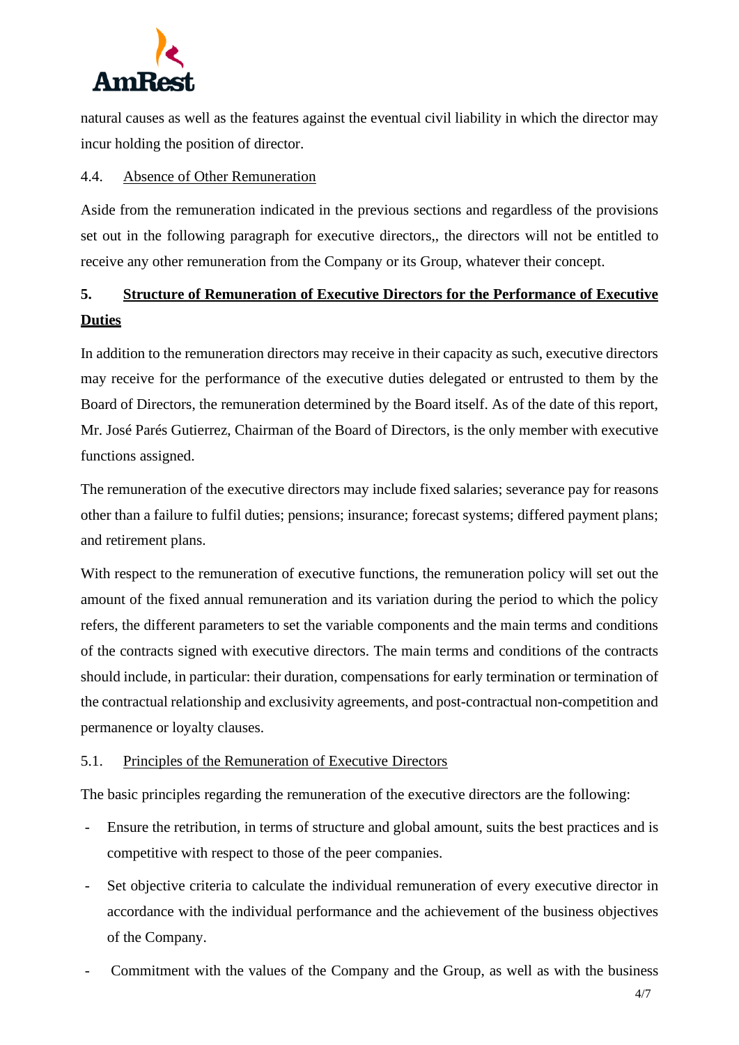natural causes as well as the features against the eventual civil liability in which the director may incur holding the position of director.

### 4.4. Absence of Other Remuneration

Aside from the remuneration indicated in the previous sections and regardless of the provisions set out in the following paragraph for executive directors,, the directors will not be entitled to receive any other remuneration from the Company or its Group, whatever their concept.

## 5. Structure of Remuneration of Executive Directors for the Performance of Executive Duties

In addition to the remuneration directors may receive in their capacity as such, executive directors may receive for the performance of the executive duties delegated or entrusted to them by the Board of Directors, the remuneration determined by the Board itself. As of the date of this report, Mr. José Parés Gutierrez, Chairman of the Board of Directors, is the only member with executive functions assigned.

The remuneration of the executive directors may include fixed salaries; severance pay for reasons other than a failure to fulfil duties; pensions; insurance; forecast systems; differed payment plans; and retirement plans.

With respect to the remuneration of executive functions, the remuneration policy will set out the amount of the fixed annual remuneration and its variation during the period to which the policy refers, the different parameters to set the variable components and the main terms and conditions of the contracts signed with executive directors. The main terms and conditions of the contracts should include, in particular: their duration, compensations for early termination or termination of the contractual relationship and exclusivity agreements, and post-contractual non-competition and permanence or loyalty clauses.

### 5.1. Principles of the Remuneration of Executive Directors

The basic principles regarding the remuneration of the executive directors are the following:

- Ensure the retribution, in terms of structure and global amount, suits the best practices and is competitive with respect to those of the peer companies.
- Set objective criteria to calculate the individual remuneration of every executive director in accordance with the individual performance and the achievement of the business objectives of the Company.
- Commitment with the values of the Company and the Group, as well as with the business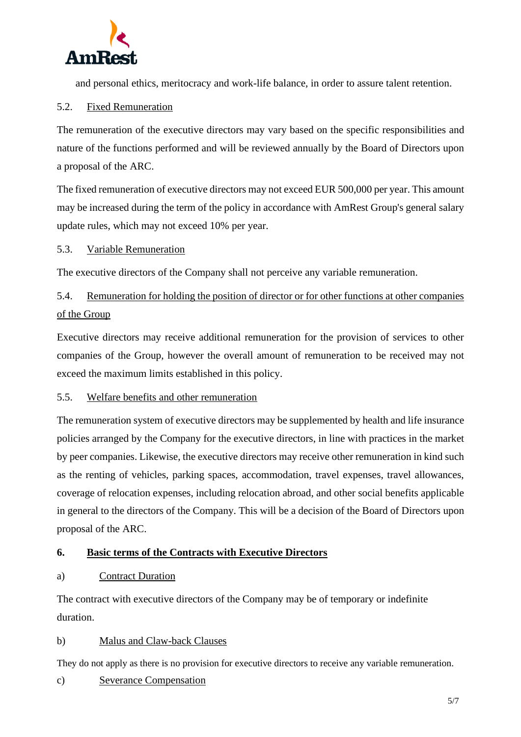and personal ethics, meritocracy and work-life balance, in order to assure talent retention.

### 5.2. Fixed Remuneration

The remuneration of the executive directors may vary based on the specific responsibilities and nature of the functions performed and will be reviewed annually by the Board of Directors upon a proposal of the ARC.

The fixed remuneration of executive directors may not exceed EUR 500,000 per year. This amount may be increased during the term of the policy in accordance with AmRest Group's general salary update rules, which may not exceed 10% per year.

### 5.3. Variable Remuneration

The executive directors of the Company shall not perceive any variable remuneration.

### 5.4. Remuneration for holding the position of director or for other functions at other companies of the Group

Executive directors may receive additional remuneration for the provision of services to other companies of the Group, however the overall amount of remuneration to be received may not exceed the maximum limits established in this policy.

### 5.5. Welfare benefits and other remuneration

The remuneration system of executive directors may be supplemented by health and life insurance policies arranged by the Company for the executive directors, in line with practices in the market by peer companies. Likewise, the executive directors may receive other remuneration in kind such as the renting of vehicles, parking spaces, accommodation, travel expenses, travel allowances, coverage of relocation expenses, including relocation abroad, and other social benefits applicable in general to the directors of the Company. This will be a decision of the Board of Directors upon proposal of the ARC.

## 6. Basic terms of the Contracts with Executive Directors

### a) Contract Duration

The contract with executive directors of the Company may be of temporary or indefinite duration.

### b) Malus and Claw-back Clauses

They do not apply as there is no provision for executive directors to receive any variable remuneration.

### c) Severance Compensation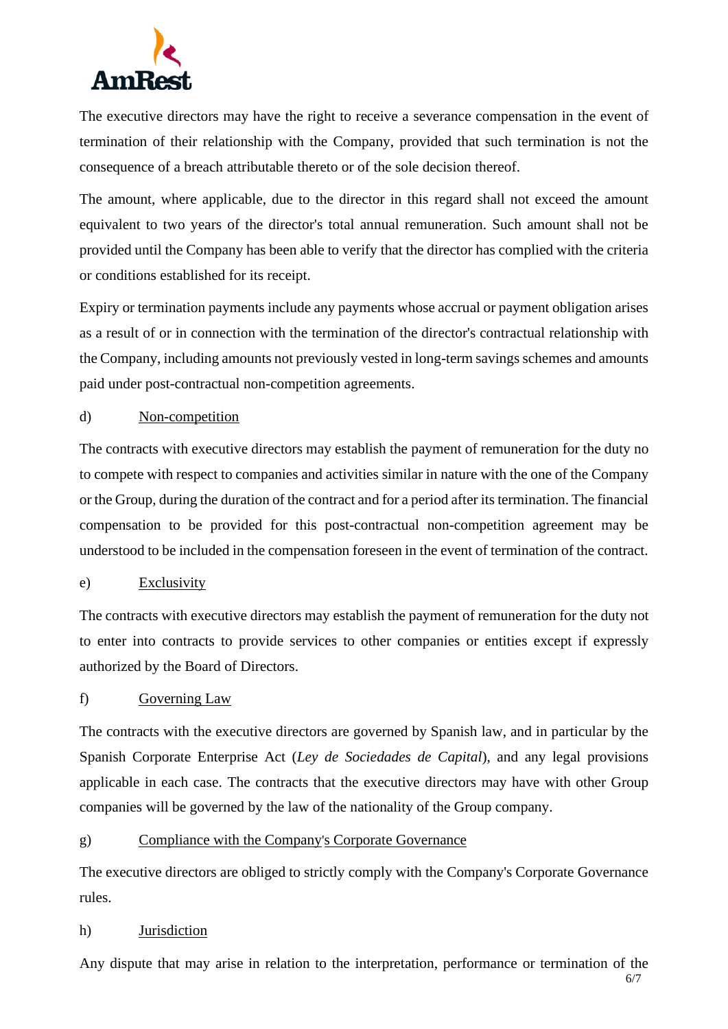The executive directors may have the right to receive a severance compensation in the event of termination of their relationship with the Company, provided that such termination is not the consequence of a breach attributable thereto or of the sole decision thereof.

The amount, where applicable, due to the director in this regard shall not exceed the amount equivalent to two years of the director's total annual remuneration. Such amount shall not be provided until the Company has been able to verify that the director has complied with the criteria or conditions established for its receipt.

Expiry or termination payments include any payments whose accrual or payment obligation arises as a result of or in connection with the termination of the director's contractual relationship with the Company, including amounts not previously vested in long-term savings schemes and amounts paid under post-contractual non-competition agreements.

d) Non-competition

The contracts with executive directors may establish the payment of remuneration for the duty no to compete with respect to companies and activities similar in nature with the one of the Company or the Group, during the duration of the contract and for a period after its termination. The financial compensation to be provided for this post-contractual non-competition agreement may be understood to be included in the compensation foreseen in the event of termination of the contract.

e) Exclusivity

The contracts with executive directors may establish the payment of remuneration for the duty not to enter into contracts to provide services to other companies or entities except if expressly authorized by the Board of Directors.

f) Governing Law

The contracts with the executive directors are governed by Spanish law, and in particular by the Spanish Corporate Enterprise Act (*Ley de Sociedades de Capital*), and any legal provisions applicable in each case. The contracts that the executive directors may have with other Group companies will be governed by the law of the nationality of the Group company.

g) Compliance with the Company's Corporate Governance

The executive directors are obliged to strictly comply with the Company's Corporate Governance rules.

h) Jurisdiction

Any dispute that may arise in relation to the interpretation, performance or termination of the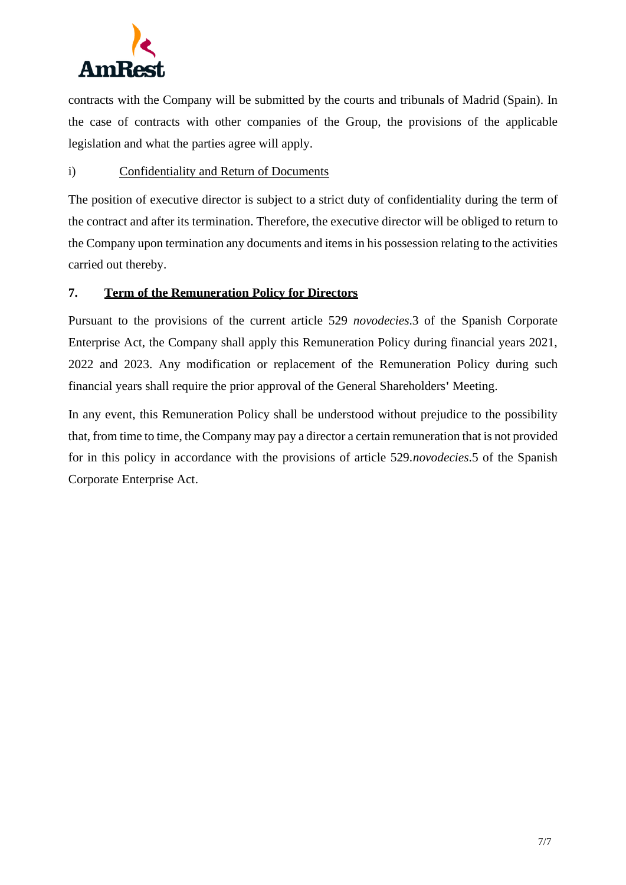contracts with the Company will be submitted by the courts and tribunals of Madrid (Spain). In the case of contracts with other companies of the Group, the provisions of the applicable legislation and what the parties agree will apply.

i) Confidentiality and Return of Documents

The position of executive director is subject to a strict duty of confidentiality during the term of the contract and after its termination. Therefore, the executive director will be obliged to return to the Company upon termination any documents and items in his possession relating to the activities carried out thereby.

## 7. Term of the Remuneration Policy for Directors

Pursuant to the provisions of the current article 529 *novodecies*.3 of the Spanish Corporate Enterprise Act, the Company shall apply this Remuneration Policy during financial years 2021, 2022 and 2023. Any modification or replacement of the Remuneration Policy during such financial years shall require the prior approval of the General Shareholders' Meeting.

In any event, this Remuneration Policy shall be understood without prejudice to the possibility that, from time to time, the Company may pay a director a certain remuneration that is not provided for in this policy in accordance with the provisions of article 529.*novodecies*.5 of the Spanish Corporate Enterprise Act.